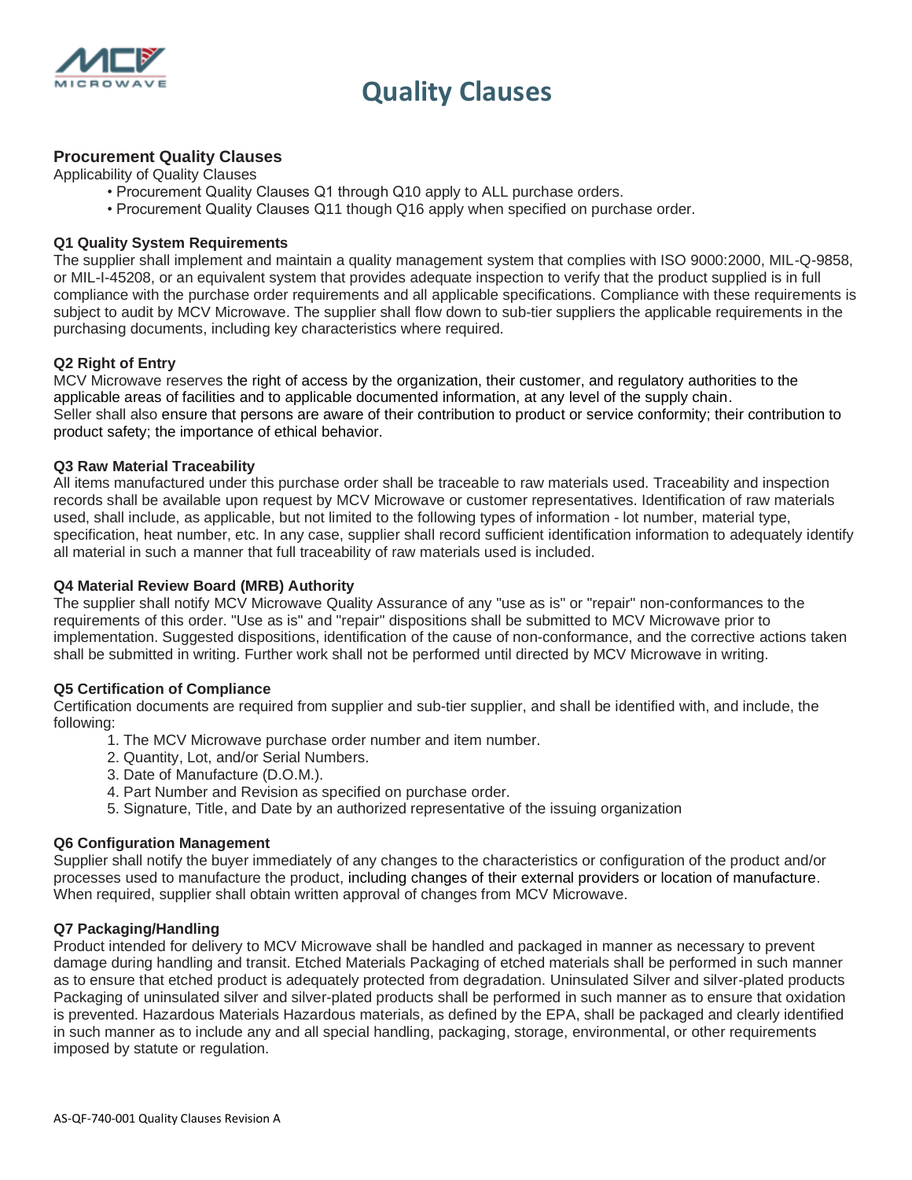# Quality Clauses

## Procurement Quality Clauses

Applicability of Quality Clauses

- Procurement Quality Clauses Q1 through Q10 apply to ALL purchase orders.
- Procurement Quality Clauses Q11 though Q16 apply when specified on purchase order.

### Q1 Quality System Requirements

The supplier shall implement and maintain a quality management system that complies with ISO 9000:2000, MIL-Q-9858, or MIL-I-45208, or an equivalent system that provides adequate inspection to verify that the product supplied is in full compliance with the purchase order requirements and all applicable specifications. Compliance with these requirements is subject to audit by MCV Microwave. The supplier shall flow down to sub-tier suppliers the applicable requirements in the purchasing documents, including key characteristics where required.

### Q2 Right of Entry

MCV Microwave reserves the right of access by the organization, their customer, and regulatory authorities to the applicable areas of facilities and to applicable documented information, at any level of the supply chain.
Seller shall also ensure that persons are aware of their contribution to product or service conformity; their contribution to product safety; the importance of ethical behavior.

### Q3 Raw Material Traceability

All items manufactured under this purchase order shall be traceable to raw materials used. Traceability and inspection records shall be available upon request by MCV Microwave or customer representatives. Identification of raw materials used, shall include, as applicable, but not limited to the following types of information - lot number, material type, specification, heat number, etc. In any case, supplier shall record sufficient identification information to adequately identify all material in such a manner that full traceability of raw materials used is included.

### Q4 Material Review Board (MRB) Authority

The supplier shall notify MCV Microwave Quality Assurance of any "use as is" or "repair" non-conformances to the requirements of this order. "Use as is" and "repair" dispositions shall be submitted to MCV Microwave prior to implementation. Suggested dispositions, identification of the cause of non-conformance, and the corrective actions taken shall be submitted in writing. Further work shall not be performed until directed by MCV Microwave in writing.

### Q5 Certification of Compliance

Certification documents are required from supplier and sub-tier supplier, and shall be identified with, and include, the following:

1. The MCV Microwave purchase order number and item number.
2. Quantity, Lot, and/or Serial Numbers.
3. Date of Manufacture (D.O.M.).
4. Part Number and Revision as specified on purchase order.
5. Signature, Title, and Date by an authorized representative of the issuing organization

### Q6 Configuration Management

Supplier shall notify the buyer immediately of any changes to the characteristics or configuration of the product and/or processes used to manufacture the product, including changes of their external providers or location of manufacture. When required, supplier shall obtain written approval of changes from MCV Microwave.

### Q7 Packaging/Handling

Product intended for delivery to MCV Microwave shall be handled and packaged in manner as necessary to prevent damage during handling and transit. Etched Materials Packaging of etched materials shall be performed in such manner as to ensure that etched product is adequately protected from degradation. Uninsulated Silver and silver-plated products Packaging of uninsulated silver and silver-plated products shall be performed in such manner as to ensure that oxidation is prevented. Hazardous Materials Hazardous materials, as defined by the EPA, shall be packaged and clearly identified in such manner as to include any and all special handling, packaging, storage, environmental, or other requirements imposed by statute or regulation.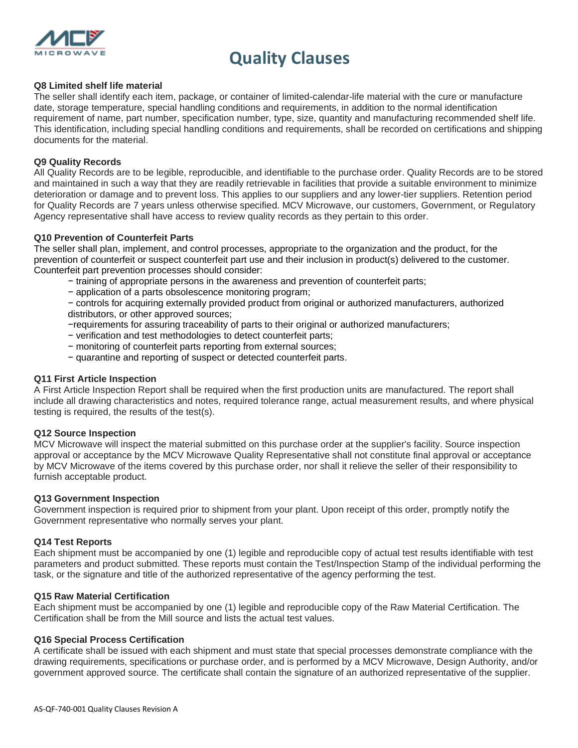# Quality Clauses

**Q8 Limited shelf life material**

The seller shall identify each item, package, or container of limited-calendar-life material with the cure or manufacture date, storage temperature, special handling conditions and requirements, in addition to the normal identification requirement of name, part number, specification number, type, size, quantity and manufacturing recommended shelf life. This identification, including special handling conditions and requirements, shall be recorded on certifications and shipping documents for the material.

**Q9 Quality Records**

All Quality Records are to be legible, reproducible, and identifiable to the purchase order. Quality Records are to be stored and maintained in such a way that they are readily retrievable in facilities that provide a suitable environment to minimize deterioration or damage and to prevent loss. This applies to our suppliers and any lower-tier suppliers. Retention period for Quality Records are 7 years unless otherwise specified. MCV Microwave, our customers, Government, or Regulatory Agency representative shall have access to review quality records as they pertain to this order.

**Q10 Prevention of Counterfeit Parts**

The seller shall plan, implement, and control processes, appropriate to the organization and the product, for the prevention of counterfeit or suspect counterfeit part use and their inclusion in product(s) delivered to the customer. Counterfeit part prevention processes should consider:

- training of appropriate persons in the awareness and prevention of counterfeit parts;
- application of a parts obsolescence monitoring program;
- controls for acquiring externally provided product from original or authorized manufacturers, authorized distributors, or other approved sources;
- requirements for assuring traceability of parts to their original or authorized manufacturers;
- verification and test methodologies to detect counterfeit parts;
- monitoring of counterfeit parts reporting from external sources;
- quarantine and reporting of suspect or detected counterfeit parts.

**Q11 First Article Inspection**

A First Article Inspection Report shall be required when the first production units are manufactured. The report shall include all drawing characteristics and notes, required tolerance range, actual measurement results, and where physical testing is required, the results of the test(s).

**Q12 Source Inspection**

MCV Microwave will inspect the material submitted on this purchase order at the supplier's facility. Source inspection approval or acceptance by the MCV Microwave Quality Representative shall not constitute final approval or acceptance by MCV Microwave of the items covered by this purchase order, nor shall it relieve the seller of their responsibility to furnish acceptable product.

**Q13 Government Inspection**

Government inspection is required prior to shipment from your plant. Upon receipt of this order, promptly notify the Government representative who normally serves your plant.

**Q14 Test Reports**

Each shipment must be accompanied by one (1) legible and reproducible copy of actual test results identifiable with test parameters and product submitted. These reports must contain the Test/Inspection Stamp of the individual performing the task, or the signature and title of the authorized representative of the agency performing the test.

**Q15 Raw Material Certification**

Each shipment must be accompanied by one (1) legible and reproducible copy of the Raw Material Certification. The Certification shall be from the Mill source and lists the actual test values.

**Q16 Special Process Certification**

A certificate shall be issued with each shipment and must state that special processes demonstrate compliance with the drawing requirements, specifications or purchase order, and is performed by a MCV Microwave, Design Authority, and/or government approved source. The certificate shall contain the signature of an authorized representative of the supplier.